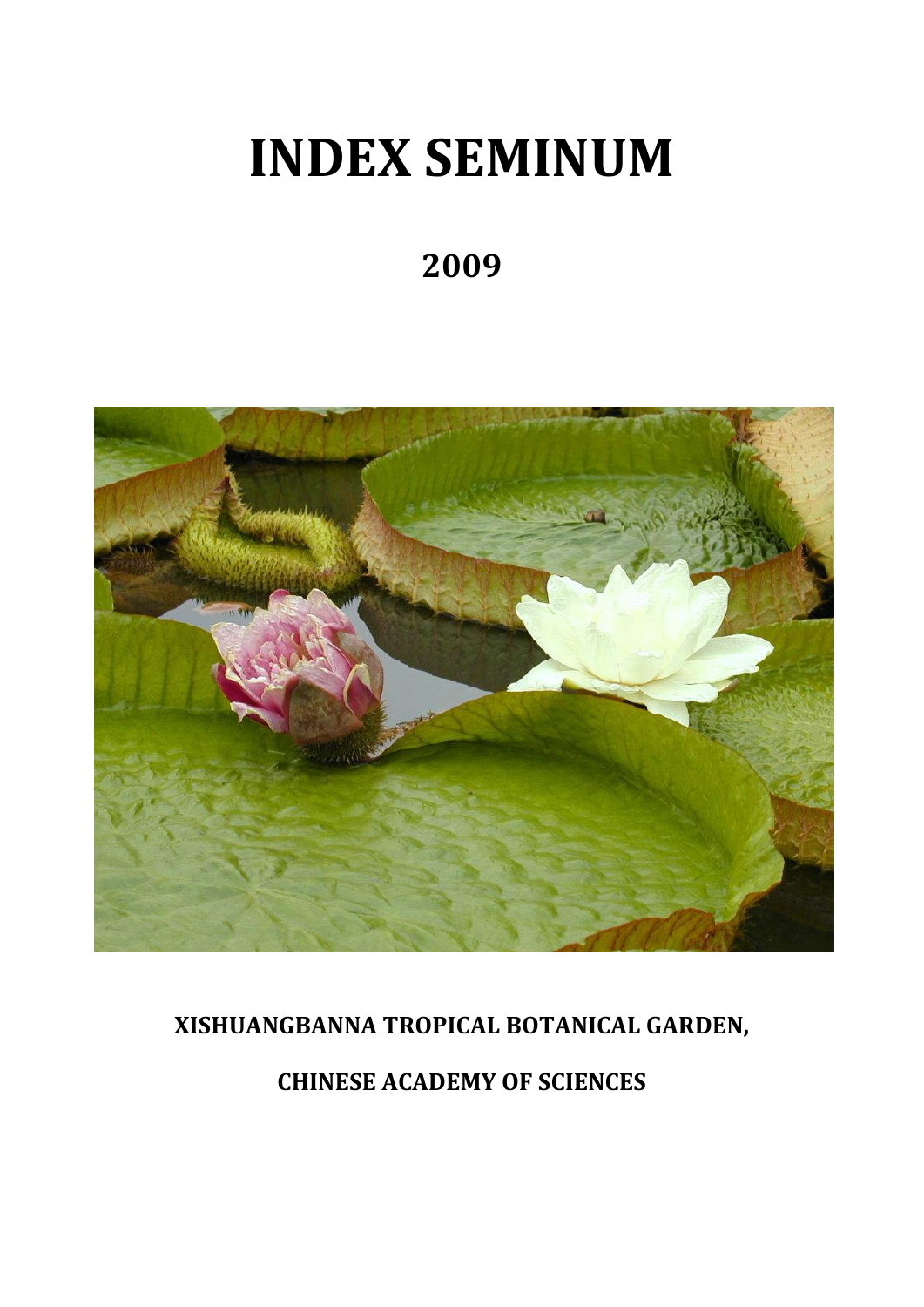# INDEX SEMINUM

## 2009

**XISHUANGBANNA TROPICAL BOTANICAL GARDEN,**

**CHINESE ACADEMY OF SCIENCES**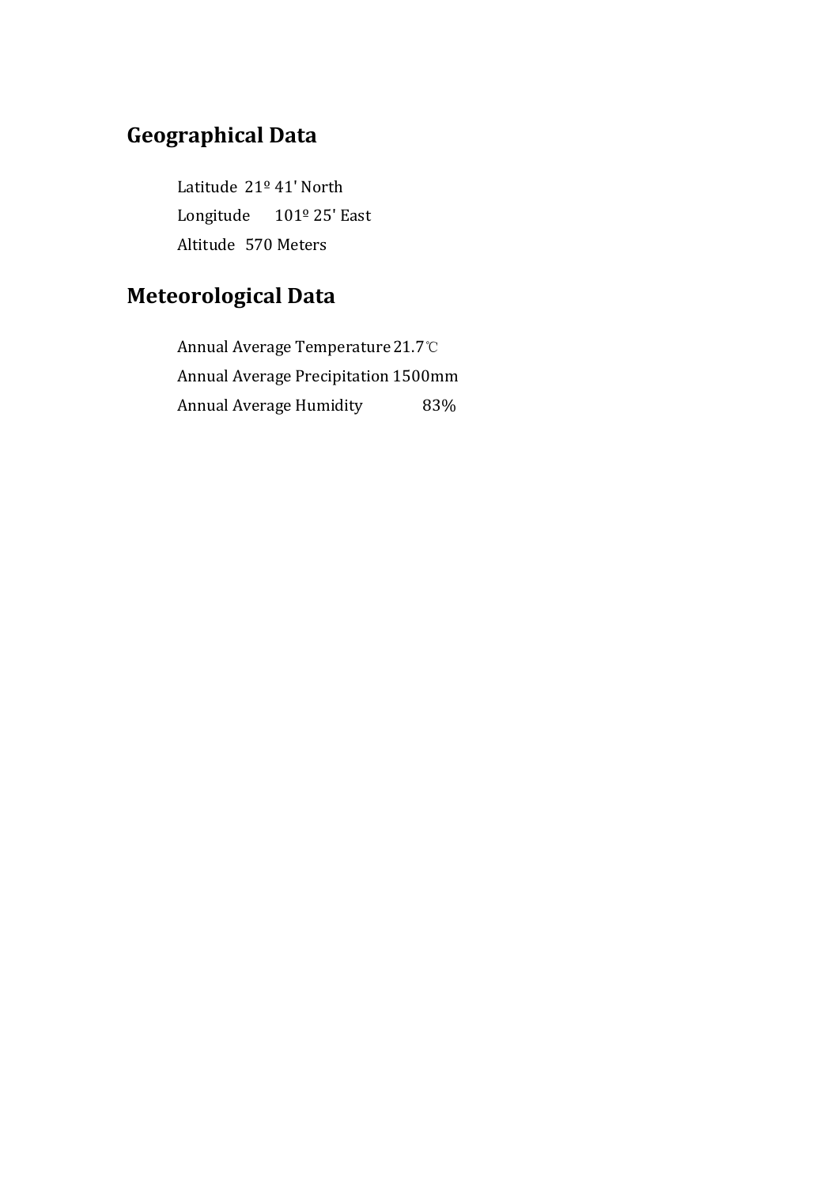## Geographical Data

Latitude 21º 41' North

Longitude 101º 25' East

Altitude 570 Meters

## Meteorological Data

Annual Average Temperature 21.7℃

Annual Average Precipitation 1500mm

Annual Average Humidity 83%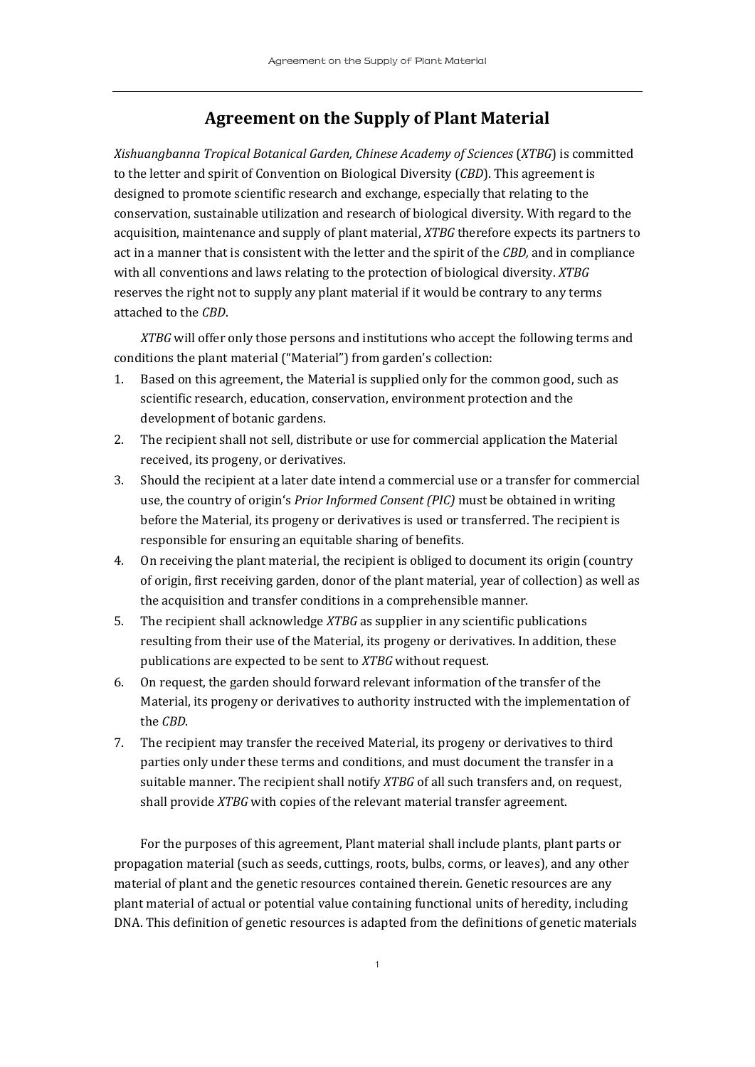# Agreement on the Supply of Plant Material

*Xishuangbanna Tropical Botanical Garden, Chinese Academy of Sciences* (*XTBG*) is committed to the letter and spirit of Convention on Biological Diversity (*CBD*). This agreement is designed to promote scientific research and exchange, especially that relating to the conservation, sustainable utilization and research of biological diversity. With regard to the acquisition, maintenance and supply of plant material, *XTBG* therefore expects its partners to act in a manner that is consistent with the letter and the spirit of the *CBD,* and in compliance with all conventions and laws relating to the protection of biological diversity. *XTBG* reserves the right not to supply any plant material if it would be contrary to any terms attached to the *CBD*.

*XTBG* will offer only those persons and institutions who accept the following terms and conditions the plant material ("Material") from garden's collection:

1. Based on this agreement, the Material is supplied only for the common good, such as scientific research, education, conservation, environment protection and the development of botanic gardens.
2. The recipient shall not sell, distribute or use for commercial application the Material received, its progeny, or derivatives.
3. Should the recipient at a later date intend a commercial use or a transfer for commercial use, the country of origin's *Prior Informed Consent (PIC)* must be obtained in writing before the Material, its progeny or derivatives is used or transferred. The recipient is responsible for ensuring an equitable sharing of benefits.
4. On receiving the plant material, the recipient is obliged to document its origin (country of origin, first receiving garden, donor of the plant material, year of collection) as well as the acquisition and transfer conditions in a comprehensible manner.
5. The recipient shall acknowledge *XTBG* as supplier in any scientific publications resulting from their use of the Material, its progeny or derivatives. In addition, these publications are expected to be sent to *XTBG* without request.
6. On request, the garden should forward relevant information of the transfer of the Material, its progeny or derivatives to authority instructed with the implementation of the *CBD*.
7. The recipient may transfer the received Material, its progeny or derivatives to third parties only under these terms and conditions, and must document the transfer in a suitable manner. The recipient shall notify *XTBG* of all such transfers and, on request, shall provide *XTBG* with copies of the relevant material transfer agreement.

For the purposes of this agreement, Plant material shall include plants, plant parts or propagation material (such as seeds, cuttings, roots, bulbs, corms, or leaves), and any other material of plant and the genetic resources contained therein. Genetic resources are any plant material of actual or potential value containing functional units of heredity, including DNA. This definition of genetic resources is adapted from the definitions of genetic materials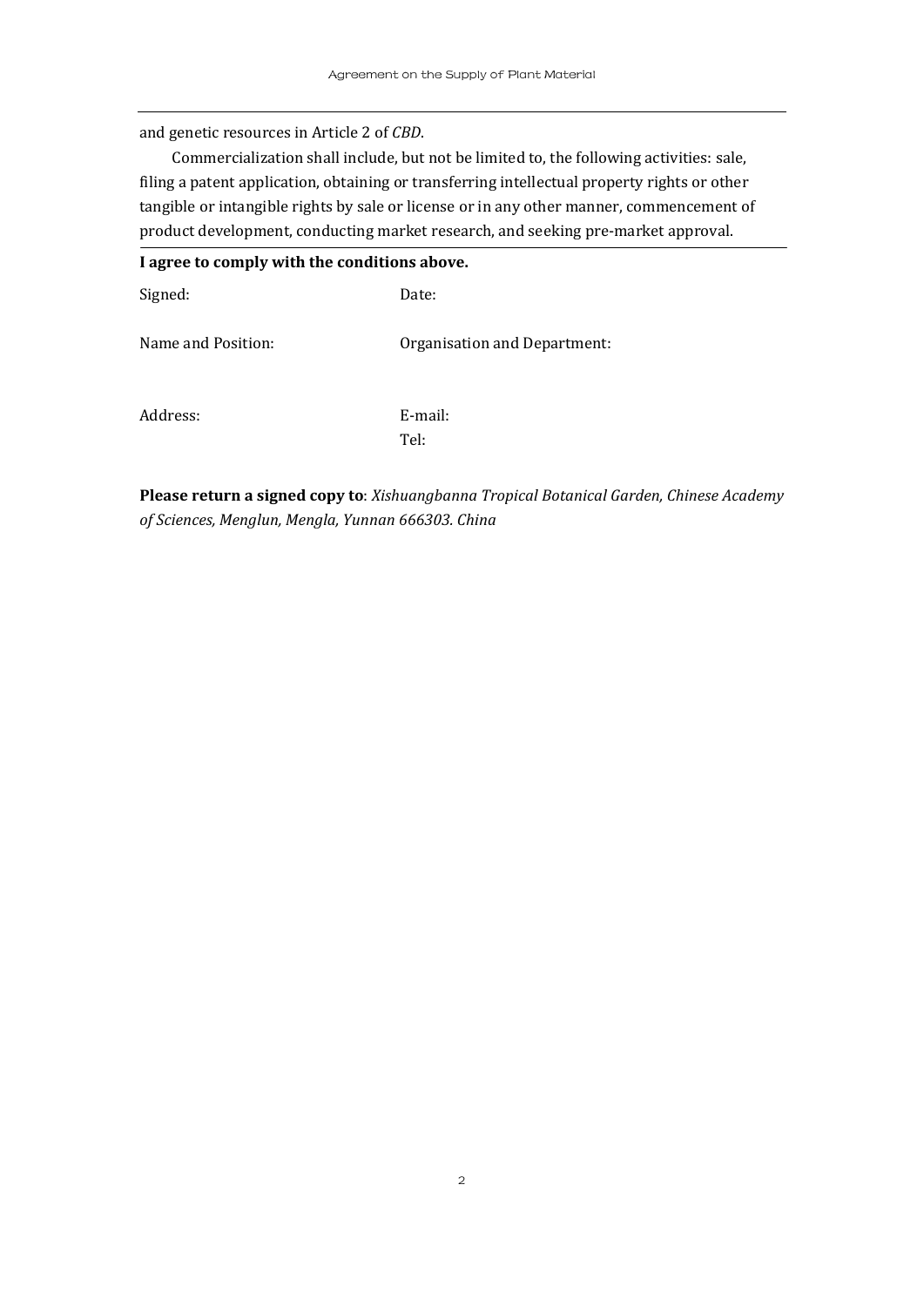and genetic resources in Article 2 of *CBD*.

Commercialization shall include, but not be limited to, the following activities: sale, filing a patent application, obtaining or transferring intellectual property rights or other tangible or intangible rights by sale or license or in any other manner, commencement of product development, conducting market research, and seeking pre-market approval.

**I agree to comply with the conditions above.**

| | |
|---|---|
| Signed: | Date: |
| Name and Position: | Organisation and Department: |
| Address: | E-mail:<br>Tel: |

**Please return a signed copy to**: *Xishuangbanna Tropical Botanical Garden, Chinese Academy of Sciences, Menglun, Mengla, Yunnan 666303. China*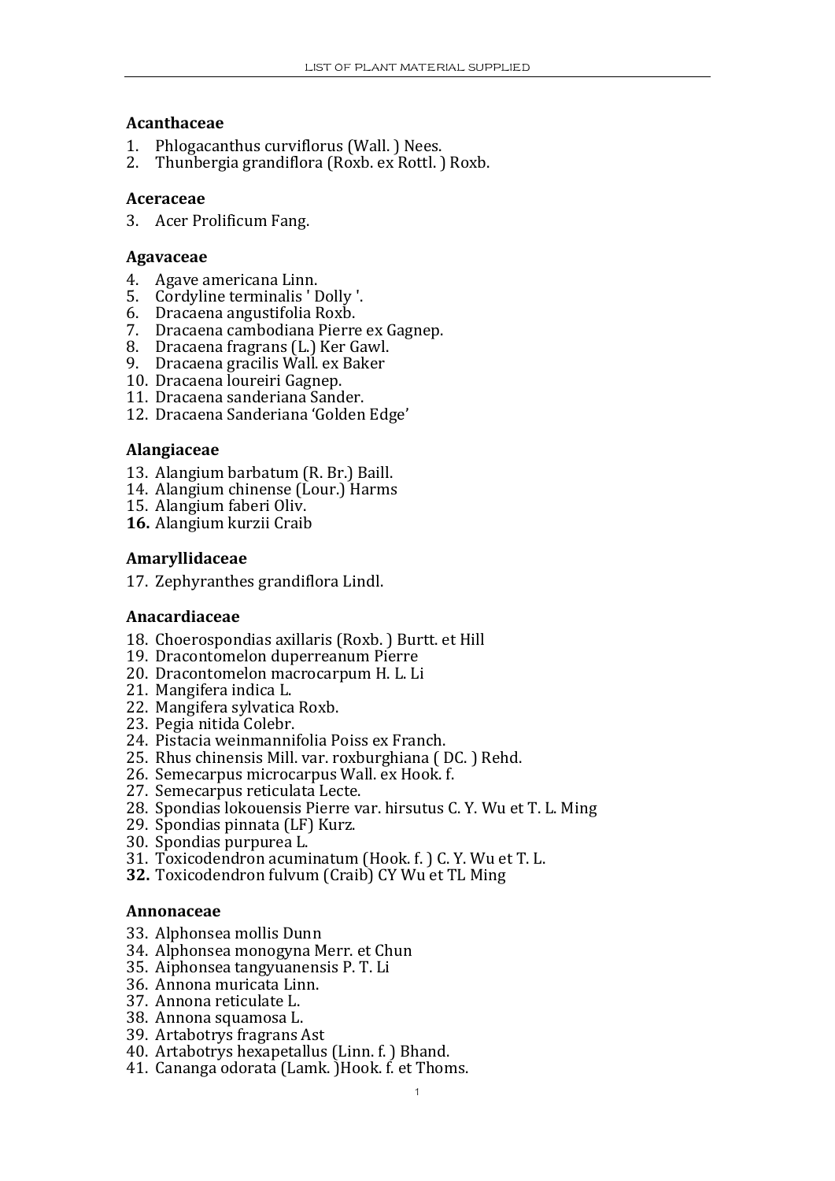### Acanthaceae

1. Phlogacanthus curviflorus (Wall. ) Nees.
2. Thunbergia grandiflora (Roxb. ex Rottl. ) Roxb.

### Aceraceae

3. Acer Prolificum Fang.

### Agavaceae

4. Agave americana Linn.
5. Cordyline terminalis ' Dolly '.
6. Dracaena angustifolia Roxb.
7. Dracaena cambodiana Pierre ex Gagnep.
8. Dracaena fragrans (L.) Ker Gawl.
9. Dracaena gracilis Wall. ex Baker
10. Dracaena loureiri Gagnep.
11. Dracaena sanderiana Sander.
12. Dracaena Sanderiana 'Golden Edge'

### Alangiaceae

13. Alangium barbatum (R. Br.) Baill.
14. Alangium chinense (Lour.) Harms
15. Alangium faberi Oliv.
16. Alangium kurzii Craib

### Amaryllidaceae

17. Zephyranthes grandiflora Lindl.

### Anacardiaceae

18. Choerospondias axillaris (Roxb. ) Burtt. et Hill
19. Dracontomelon duperreanum Pierre
20. Dracontomelon macrocarpum H. L. Li
21. Mangifera indica L.
22. Mangifera sylvatica Roxb.
23. Pegia nitida Colebr.
24. Pistacia weinmannifolia Poiss ex Franch.
25. Rhus chinensis Mill. var. roxburghiana ( DC. ) Rehd.
26. Semecarpus microcarpus Wall. ex Hook. f.
27. Semecarpus reticulata Lecte.
28. Spondias lokouensis Pierre var. hirsutus C. Y. Wu et T. L. Ming
29. Spondias pinnata (LF) Kurz.
30. Spondias purpurea L.
31. Toxicodendron acuminatum (Hook. f. ) C. Y. Wu et T. L.
32. Toxicodendron fulvum (Craib) CY Wu et TL Ming

### Annonaceae

33. Alphonsea mollis Dunn
34. Alphonsea monogyna Merr. et Chun
35. Aiphonsea tangyuanensis P. T. Li
36. Annona muricata Linn.
37. Annona reticulate L.
38. Annona squamosa L.
39. Artabotrys fragrans Ast
40. Artabotrys hexapetallus (Linn. f. ) Bhand.
41. Cananga odorata (Lamk. )Hook. f. et Thoms.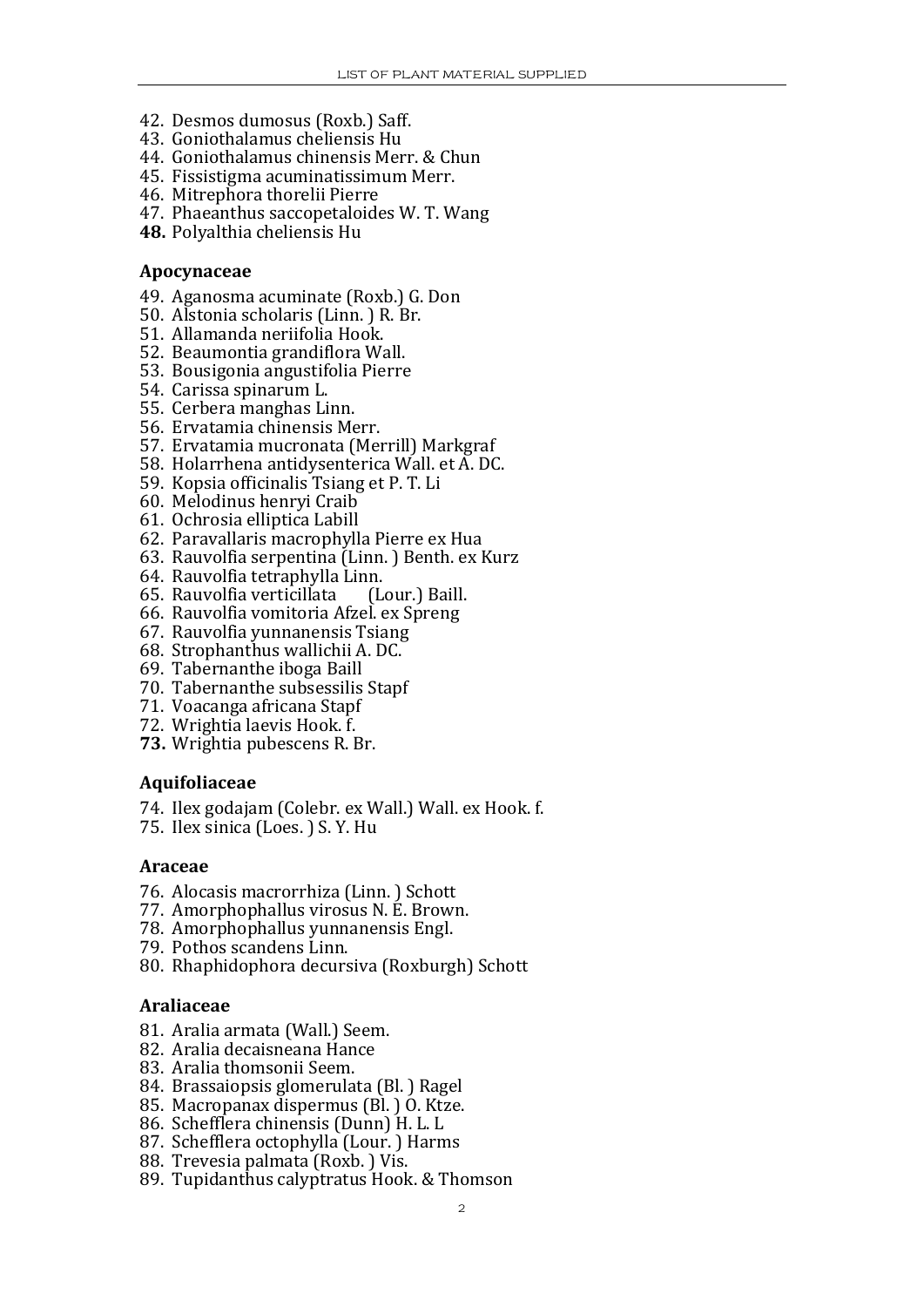42. Desmos dumosus (Roxb.) Saff.
43. Goniothalamus cheliensis Hu
44. Goniothalamus chinensis Merr. & Chun
45. Fissistigma acuminatissimum Merr.
46. Mitrephora thorelii Pierre
47. Phaeanthus saccopetaloides W. T. Wang
48. Polyalthia cheliensis Hu

**Apocynaceae**

49. Aganosma acuminate (Roxb.) G. Don
50. Alstonia scholaris (Linn. ) R. Br.
51. Allamanda neriifolia Hook.
52. Beaumontia grandiflora Wall.
53. Bousigonia angustifolia Pierre
54. Carissa spinarum L.
55. Cerbera manghas Linn.
56. Ervatamia chinensis Merr.
57. Ervatamia mucronata (Merrill) Markgraf
58. Holarrhena antidysenterica Wall. et A. DC.
59. Kopsia officinalis Tsiang et P. T. Li
60. Melodinus henryi Craib
61. Ochrosia elliptica Labill
62. Paravallaris macrophylla Pierre ex Hua
63. Rauvolfia serpentina (Linn. ) Benth. ex Kurz
64. Rauvolfia tetraphylla Linn.
65. Rauvolfia verticillata (Lour.) Baill.
66. Rauvolfia vomitoria Afzel. ex Spreng
67. Rauvolfia yunnanensis Tsiang
68. Strophanthus wallichii A. DC.
69. Tabernanthe iboga Baill
70. Tabernanthe subsessilis Stapf
71. Voacanga africana Stapf
72. Wrightia laevis Hook. f.
73. Wrightia pubescens R. Br.

**Aquifoliaceae**

74. Ilex godajam (Colebr. ex Wall.) Wall. ex Hook. f.
75. Ilex sinica (Loes. ) S. Y. Hu

**Araceae**

76. Alocasis macrorrhiza (Linn. ) Schott
77. Amorphophallus virosus N. E. Brown.
78. Amorphophallus yunnanensis Engl.
79. Pothos scandens Linn.
80. Rhaphidophora decursiva (Roxburgh) Schott

**Araliaceae**

81. Aralia armata (Wall.) Seem.
82. Aralia decaisneana Hance
83. Aralia thomsonii Seem.
84. Brassaiopsis glomerulata (Bl. ) Ragel
85. Macropanax dispermus (Bl. ) O. Ktze.
86. Schefflera chinensis (Dunn) H. L. L
87. Schefflera octophylla (Lour. ) Harms
88. Trevesia palmata (Roxb. ) Vis.
89. Tupidanthus calyptratus Hook. & Thomson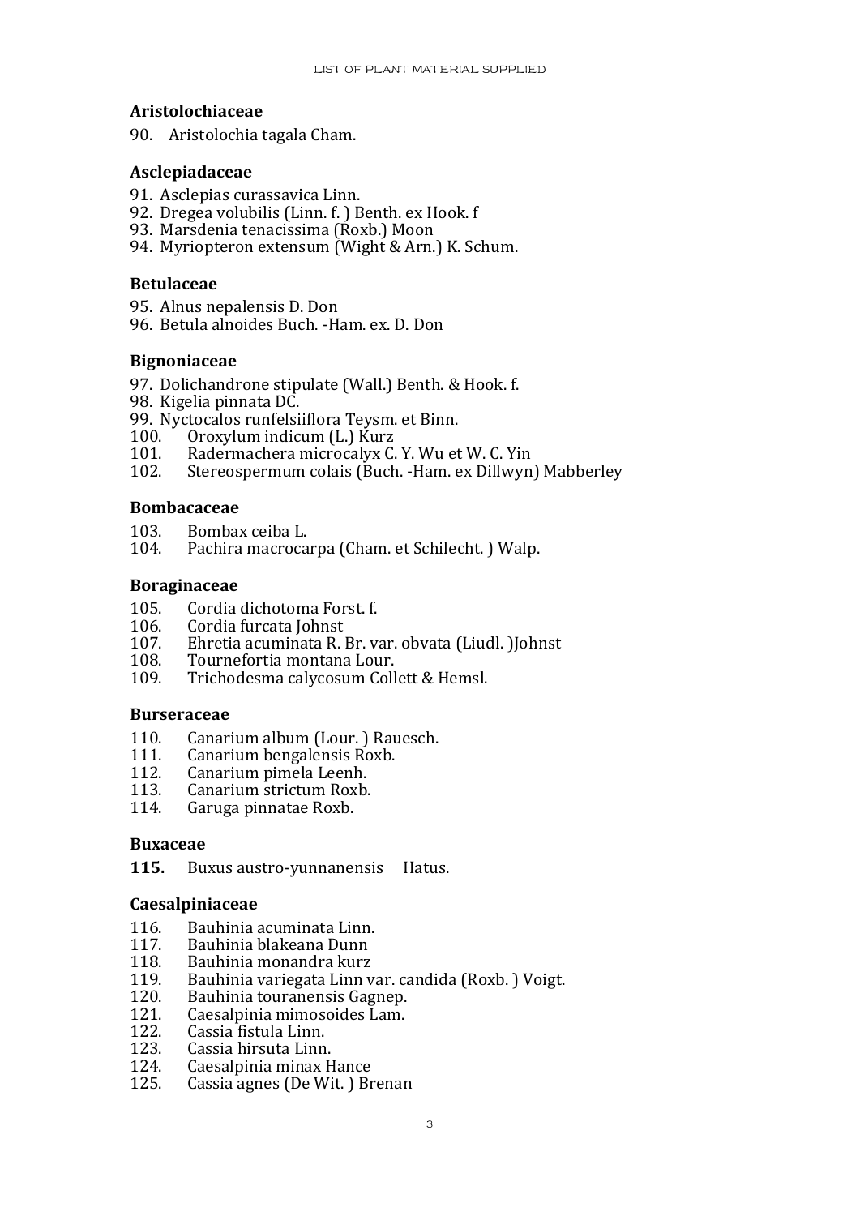### Aristolochiaceae

90. Aristolochia tagala Cham.

### Asclepiadaceae

91. Asclepias curassavica Linn.
92. Dregea volubilis (Linn. f. ) Benth. ex Hook. f
93. Marsdenia tenacissima (Roxb.) Moon
94. Myriopteron extensum (Wight & Arn.) K. Schum.

### Betulaceae

95. Alnus nepalensis D. Don
96. Betula alnoides Buch. -Ham. ex. D. Don

### Bignoniaceae

97. Dolichandrone stipulate (Wall.) Benth. & Hook. f.
98. Kigelia pinnata DC.
99. Nyctocalos runfelsiiflora Teysm. et Binn.
100. Oroxylum indicum (L.) Kurz
101. Radermachera microcalyx C. Y. Wu et W. C. Yin
102. Stereospermum colais (Buch. -Ham. ex Dillwyn) Mabberley

### Bombacaceae

103. Bombax ceiba L.
104. Pachira macrocarpa (Cham. et Schilecht. ) Walp.

### Boraginaceae

105. Cordia dichotoma Forst. f.
106. Cordia furcata Johnst
107. Ehretia acuminata R. Br. var. obvata (Liudl. )Johnst
108. Tournefortia montana Lour.
109. Trichodesma calycosum Collett & Hemsl.

### Burseraceae

110. Canarium album (Lour. ) Rauesch.
111. Canarium bengalensis Roxb.
112. Canarium pimela Leenh.
113. Canarium strictum Roxb.
114. Garuga pinnatae Roxb.

### Buxaceae

**115.** Buxus austro-yunnanensis Hatus.

### Caesalpiniaceae

116. Bauhinia acuminata Linn.
117. Bauhinia blakeana Dunn
118. Bauhinia monandra kurz
119. Bauhinia variegata Linn var. candida (Roxb. ) Voigt.
120. Bauhinia touranensis Gagnep.
121. Caesalpinia mimosoides Lam.
122. Cassia fistula Linn.
123. Cassia hirsuta Linn.
124. Caesalpinia minax Hance
125. Cassia agnes (De Wit. ) Brenan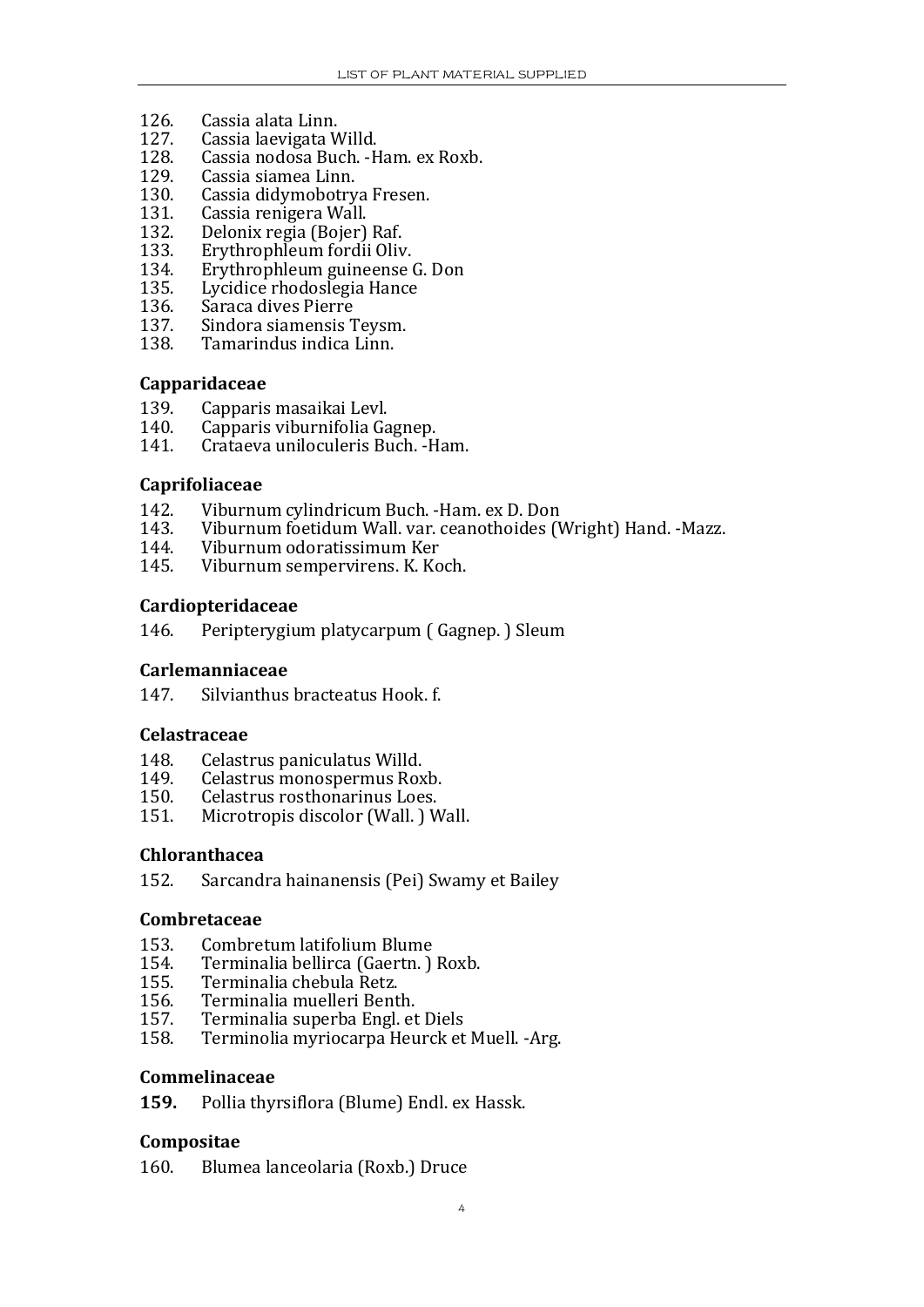126. Cassia alata Linn.
127. Cassia laevigata Willd.
128. Cassia nodosa Buch. -Ham. ex Roxb.
129. Cassia siamea Linn.
130. Cassia didymobotrya Fresen.
131. Cassia renigera Wall.
132. Delonix regia (Bojer) Raf.
133. Erythrophleum fordii Oliv.
134. Erythrophleum guineense G. Don
135. Lycidice rhodoslegia Hance
136. Saraca dives Pierre
137. Sindora siamensis Teysm.
138. Tamarindus indica Linn.

**Capparidaceae**

139. Capparis masaikai Levl.
140. Capparis viburnifolia Gagnep.
141. Crataeva uniloculeris Buch. -Ham.

**Caprifoliaceae**

142. Viburnum cylindricum Buch. -Ham. ex D. Don
143. Viburnum foetidum Wall. var. ceanothoides (Wright) Hand. -Mazz.
144. Viburnum odoratissimum Ker
145. Viburnum sempervirens. K. Koch.

**Cardiopteridaceae**

146. Peripterygium platycarpum ( Gagnep. ) Sleum

**Carlemanniaceae**

147. Silvianthus bracteatus Hook. f.

**Celastraceae**

148. Celastrus paniculatus Willd.
149. Celastrus monospermus Roxb.
150. Celastrus rosthonarinus Loes.
151. Microtropis discolor (Wall. ) Wall.

**Chloranthacea**

152. Sarcandra hainanensis (Pei) Swamy et Bailey

**Combretaceae**

153. Combretum latifolium Blume
154. Terminalia bellirca (Gaertn. ) Roxb.
155. Terminalia chebula Retz.
156. Terminalia muelleri Benth.
157. Terminalia superba Engl. et Diels
158. Terminolia myriocarpa Heurck et Muell. -Arg.

**Commelinaceae**

**159.** Pollia thyrsiflora (Blume) Endl. ex Hassk.

**Compositae**

160. Blumea lanceolaria (Roxb.) Druce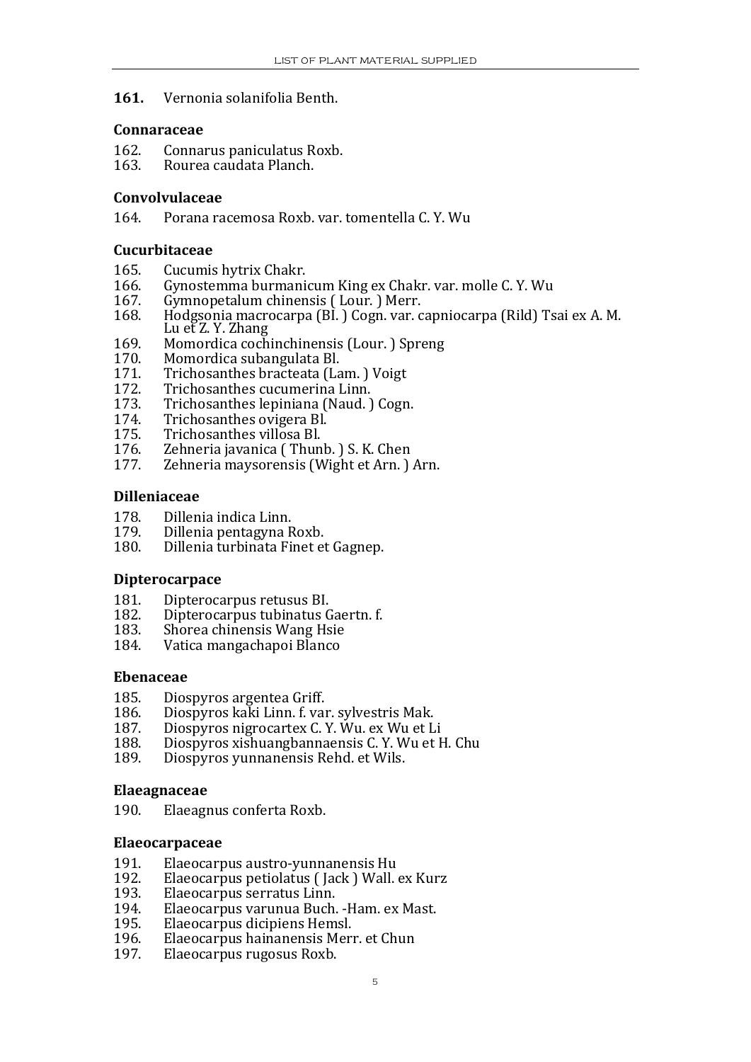**161.** Vernonia solanifolia Benth.

### Connaraceae

162. Connarus paniculatus Roxb.
163. Rourea caudata Planch.

### Convolvulaceae

164. Porana racemosa Roxb. var. tomentella C. Y. Wu

### Cucurbitaceae

165. Cucumis hytrix Chakr.
166. Gynostemma burmanicum King ex Chakr. var. molle C. Y. Wu
167. Gymnopetalum chinensis ( Lour. ) Merr.
168. Hodgsonia macrocarpa (Bl. ) Cogn. var. capniocarpa (Rild) Tsai ex A. M. Lu et Z. Y. Zhang
169. Momordica cochinchinensis (Lour. ) Spreng
170. Momordica subangulata Bl.
171. Trichosanthes bracteata (Lam. ) Voigt
172. Trichosanthes cucumerina Linn.
173. Trichosanthes lepiniana (Naud. ) Cogn.
174. Trichosanthes ovigera Bl.
175. Trichosanthes villosa Bl.
176. Zehneria javanica ( Thunb. ) S. K. Chen
177. Zehneria maysorensis (Wight et Arn. ) Arn.

### Dilleniaceae

178. Dillenia indica Linn.
179. Dillenia pentagyna Roxb.
180. Dillenia turbinata Finet et Gagnep.

### Dipterocarpace

181. Dipterocarpus retusus BI.
182. Dipterocarpus tubinatus Gaertn. f.
183. Shorea chinensis Wang Hsie
184. Vatica mangachapoi Blanco

### Ebenaceae

185. Diospyros argentea Griff.
186. Diospyros kaki Linn. f. var. sylvestris Mak.
187. Diospyros nigrocartex C. Y. Wu. ex Wu et Li
188. Diospyros xishuangbannaensis C. Y. Wu et H. Chu
189. Diospyros yunnanensis Rehd. et Wils.

### Elaeagnaceae

190. Elaeagnus conferta Roxb.

### Elaeocarpaceae

191. Elaeocarpus austro-yunnanensis Hu
192. Elaeocarpus petiolatus ( Jack ) Wall. ex Kurz
193. Elaeocarpus serratus Linn.
194. Elaeocarpus varunua Buch. -Ham. ex Mast.
195. Elaeocarpus dicipiens Hemsl.
196. Elaeocarpus hainanensis Merr. et Chun
197. Elaeocarpus rugosus Roxb.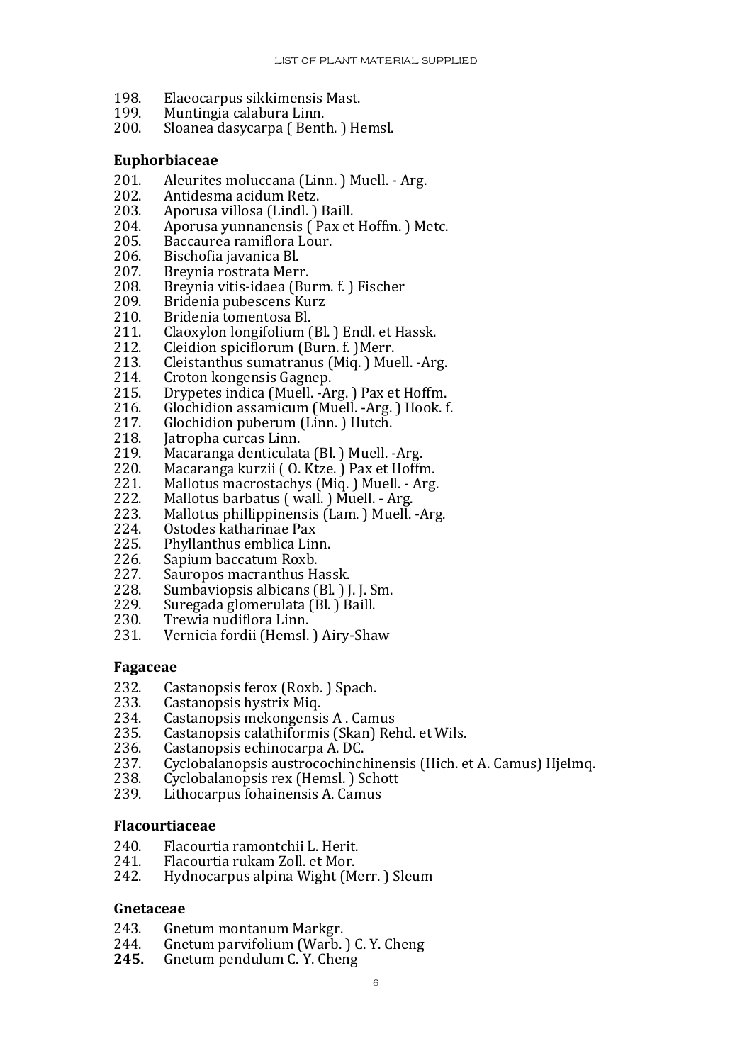198. Elaeocarpus sikkimensis Mast.
199. Muntingia calabura Linn.
200. Sloanea dasycarpa ( Benth. ) Hemsl.

**Euphorbiaceae**

201. Aleurites moluccana (Linn. ) Muell. - Arg.
202. Antidesma acidum Retz.
203. Aporusa villosa (Lindl. ) Baill.
204. Aporusa yunnanensis ( Pax et Hoffm. ) Metc.
205. Baccaurea ramiflora Lour.
206. Bischofia javanica Bl.
207. Breynia rostrata Merr.
208. Breynia vitis-idaea (Burm. f. ) Fischer
209. Bridenia pubescens Kurz
210. Bridenia tomentosa Bl.
211. Claoxylon longifolium (Bl. ) Endl. et Hassk.
212. Cleidion spiciflorum (Burn. f. )Merr.
213. Cleistanthus sumatranus (Miq. ) Muell. -Arg.
214. Croton kongensis Gagnep.
215. Drypetes indica (Muell. -Arg. ) Pax et Hoffm.
216. Glochidion assamicum (Muell. -Arg. ) Hook. f.
217. Glochidion puberum (Linn. ) Hutch.
218. Jatropha curcas Linn.
219. Macaranga denticulata (Bl. ) Muell. -Arg.
220. Macaranga kurzii ( O. Ktze. ) Pax et Hoffm.
221. Mallotus macrostachys (Miq. ) Muell. - Arg.
222. Mallotus barbatus ( wall. ) Muell. - Arg.
223. Mallotus phillippinensis (Lam. ) Muell. -Arg.
224. Ostodes katharinae Pax
225. Phyllanthus emblica Linn.
226. Sapium baccatum Roxb.
227. Sauropos macranthus Hassk.
228. Sumbaviopsis albicans (Bl. ) J. J. Sm.
229. Suregada glomerulata (Bl. ) Baill.
230. Trewia nudiflora Linn.
231. Vernicia fordii (Hemsl. ) Airy-Shaw

**Fagaceae**

232. Castanopsis ferox (Roxb. ) Spach.
233. Castanopsis hystrix Miq.
234. Castanopsis mekongensis A . Camus
235. Castanopsis calathiformis (Skan) Rehd. et Wils.
236. Castanopsis echinocarpa A. DC.
237. Cyclobalanopsis austrocochinchinensis (Hich. et A. Camus) Hjelmq.
238. Cyclobalanopsis rex (Hemsl. ) Schott
239. Lithocarpus fohainensis A. Camus

**Flacourtiaceae**

240. Flacourtia ramontchii L. Herit.
241. Flacourtia rukam Zoll. et Mor.
242. Hydnocarpus alpina Wight (Merr. ) Sleum

**Gnetaceae**

243. Gnetum montanum Markgr.
244. Gnetum parvifolium (Warb. ) C. Y. Cheng
245. Gnetum pendulum C. Y. Cheng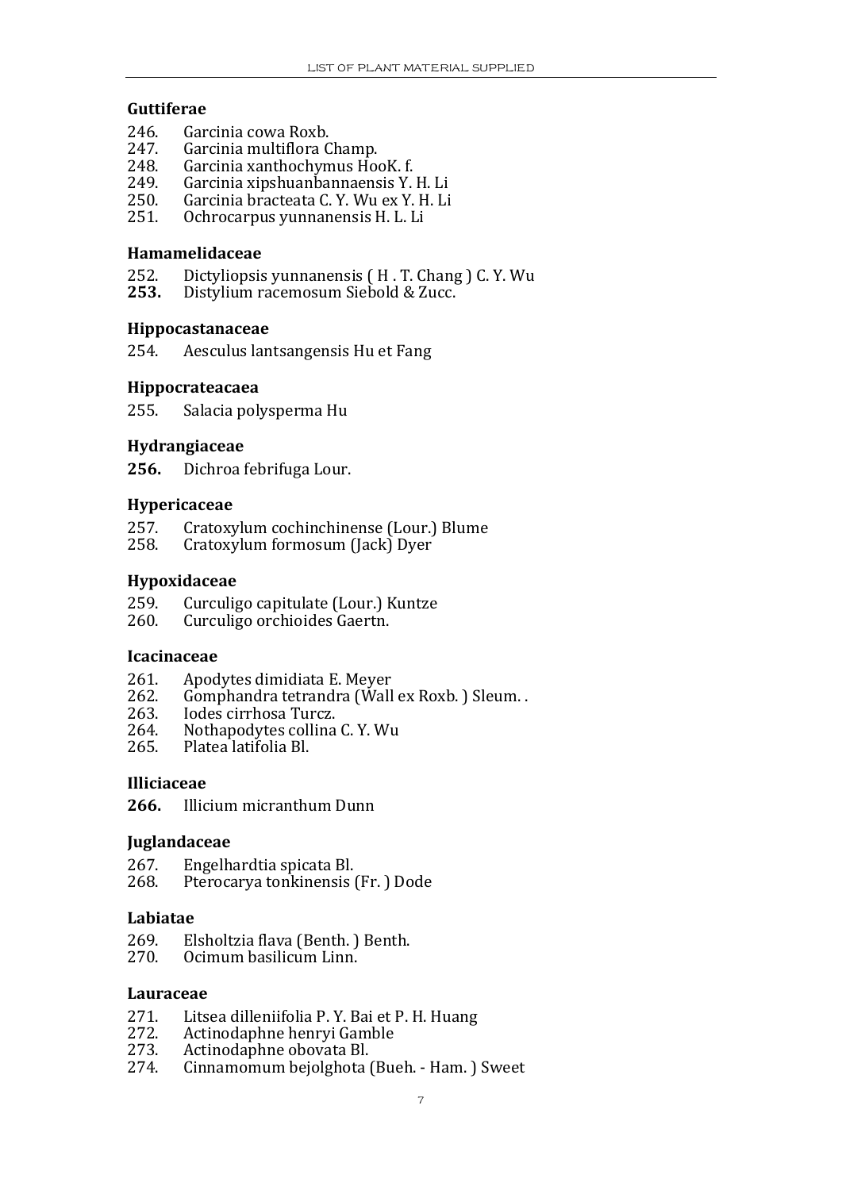## Guttiferae

246. Garcinia cowa Roxb.
247. Garcinia multiflora Champ.
248. Garcinia xanthochymus HooK. f.
249. Garcinia xipshuanbannaensis Y. H. Li
250. Garcinia bracteata C. Y. Wu ex Y. H. Li
251. Ochrocarpus yunnanensis H. L. Li

## Hamamelidaceae

252. Dictyliopsis yunnanensis ( H . T. Chang ) C. Y. Wu
**253.** Distylium racemosum Siebold & Zucc.

## Hippocastanaceae

254. Aesculus lantsangensis Hu et Fang

## Hippocrateacaea

255. Salacia polysperma Hu

## Hydrangiaceae

**256.** Dichroa febrifuga Lour.

## Hypericaceae

257. Cratoxylum cochinchinense (Lour.) Blume
258. Cratoxylum formosum (Jack) Dyer

## Hypoxidaceae

259. Curculigo capitulate (Lour.) Kuntze
260. Curculigo orchioides Gaertn.

## Icacinaceae

261. Apodytes dimidiata E. Meyer
262. Gomphandra tetrandra (Wall ex Roxb. ) Sleum. .
263. Iodes cirrhosa Turcz.
264. Nothapodytes collina C. Y. Wu
265. Platea latifolia Bl.

## Illiciaceae

**266.** Illicium micranthum Dunn

## Juglandaceae

267. Engelhardtia spicata Bl.
268. Pterocarya tonkinensis (Fr. ) Dode

## Labiatae

269. Elsholtzia flava (Benth. ) Benth.
270. Ocimum basilicum Linn.

## Lauraceae

271. Litsea dilleniifolia P. Y. Bai et P. H. Huang
272. Actinodaphne henryi Gamble
273. Actinodaphne obovata Bl.
274. Cinnamomum bejolghota (Bueh. - Ham. ) Sweet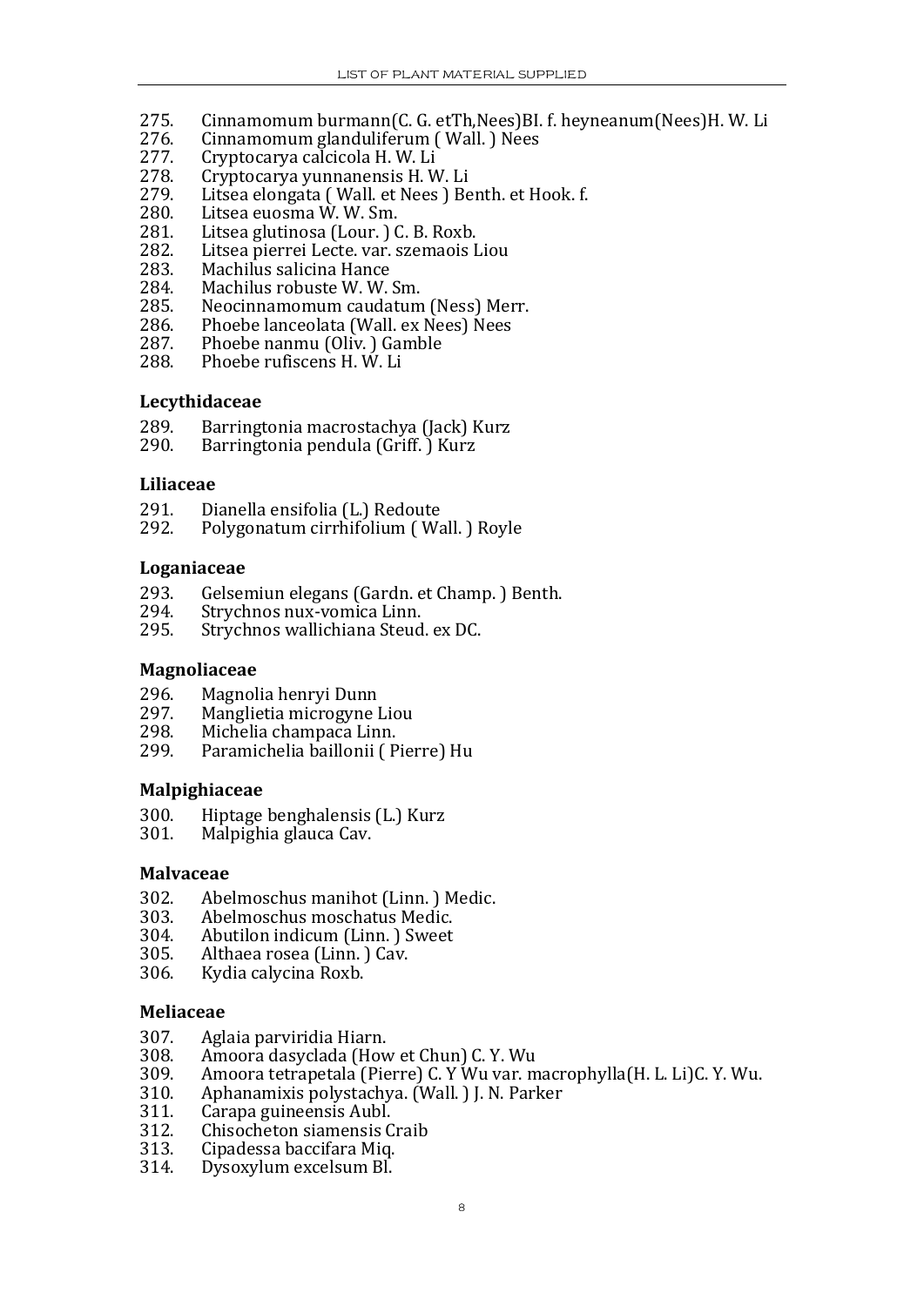275. Cinnamomum burmann(C. G. etTh,Nees)BI. f. heyneanum(Nees)H. W. Li
276. Cinnamomum glanduliferum ( Wall. ) Nees
277. Cryptocarya calcicola H. W. Li
278. Cryptocarya yunnanensis H. W. Li
279. Litsea elongata ( Wall. et Nees ) Benth. et Hook. f.
280. Litsea euosma W. W. Sm.
281. Litsea glutinosa (Lour. ) C. B. Roxb.
282. Litsea pierrei Lecte. var. szemaois Liou
283. Machilus salicina Hance
284. Machilus robuste W. W. Sm.
285. Neocinnamomum caudatum (Ness) Merr.
286. Phoebe lanceolata (Wall. ex Nees) Nees
287. Phoebe nanmu (Oliv. ) Gamble
288. Phoebe rufiscens H. W. Li

**Lecythidaceae**

289. Barringtonia macrostachya (Jack) Kurz
290. Barringtonia pendula (Griff. ) Kurz

**Liliaceae**

291. Dianella ensifolia (L.) Redoute
292. Polygonatum cirrhifolium ( Wall. ) Royle

**Loganiaceae**

293. Gelsemiun elegans (Gardn. et Champ. ) Benth.
294. Strychnos nux-vomica Linn.
295. Strychnos wallichiana Steud. ex DC.

**Magnoliaceae**

296. Magnolia henryi Dunn
297. Manglietia microgyne Liou
298. Michelia champaca Linn.
299. Paramichelia baillonii ( Pierre) Hu

**Malpighiaceae**

300. Hiptage benghalensis (L.) Kurz
301. Malpighia glauca Cav.

**Malvaceae**

302. Abelmoschus manihot (Linn. ) Medic.
303. Abelmoschus moschatus Medic.
304. Abutilon indicum (Linn. ) Sweet
305. Althaea rosea (Linn. ) Cav.
306. Kydia calycina Roxb.

**Meliaceae**

307. Aglaia parviridia Hiarn.
308. Amoora dasyclada (How et Chun) C. Y. Wu
309. Amoora tetrapetala (Pierre) C. Y Wu var. macrophylla(H. L. Li)C. Y. Wu.
310. Aphanamixis polystachya. (Wall. ) J. N. Parker
311. Carapa guineensis Aubl.
312. Chisocheton siamensis Craib
313. Cipadessa baccifara Miq.
314. Dysoxylum excelsum Bl.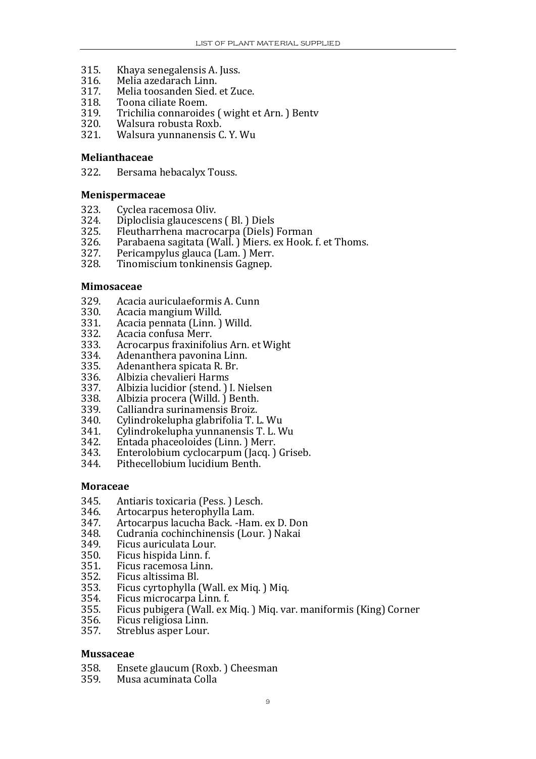315. Khaya senegalensis A. Juss.
316. Melia azedarach Linn.
317. Melia toosanden Sied. et Zuce.
318. Toona ciliate Roem.
319. Trichilia connaroides ( wight et Arn. ) Bentv
320. Walsura robusta Roxb.
321. Walsura yunnanensis C. Y. Wu

**Melianthaceae**

322. Bersama hebacalyx Touss.

**Menispermaceae**

323. Cyclea racemosa Oliv.
324. Diploclisia glaucescens ( Bl. ) Diels
325. Fleutharrhena macrocarpa (Diels) Forman
326. Parabaena sagitata (Wall. ) Miers. ex Hook. f. et Thoms.
327. Pericampylus glauca (Lam. ) Merr.
328. Tinomiscium tonkinensis Gagnep.

**Mimosaceae**

329. Acacia auriculaeformis A. Cunn
330. Acacia mangium Willd.
331. Acacia pennata (Linn. ) Willd.
332. Acacia confusa Merr.
333. Acrocarpus fraxinifolius Arn. et Wight
334. Adenanthera pavonina Linn.
335. Adenanthera spicata R. Br.
336. Albizia chevalieri Harms
337. Albizia lucidior (stend. ) I. Nielsen
338. Albizia procera (Willd. ) Benth.
339. Calliandra surinamensis Broiz.
340. Cylindrokelupha glabrifolia T. L. Wu
341. Cylindrokelupha yunnanensis T. L. Wu
342. Entada phaceoloides (Linn. ) Merr.
343. Enterolobium cyclocarpum (Jacq. ) Griseb.
344. Pithecellobium lucidium Benth.

**Moraceae**

345. Antiaris toxicaria (Pess. ) Lesch.
346. Artocarpus heterophylla Lam.
347. Artocarpus lacucha Back. -Ham. ex D. Don
348. Cudrania cochinchinensis (Lour. ) Nakai
349. Ficus auriculata Lour.
350. Ficus hispida Linn. f.
351. Ficus racemosa Linn.
352. Ficus altissima Bl.
353. Ficus cyrtophylla (Wall. ex Miq. ) Miq.
354. Ficus microcarpa Linn. f.
355. Ficus pubigera (Wall. ex Miq. ) Miq. var. maniformis (King) Corner
356. Ficus religiosa Linn.
357. Streblus asper Lour.

**Mussaceae**

358. Ensete glaucum (Roxb. ) Cheesman
359. Musa acuminata Colla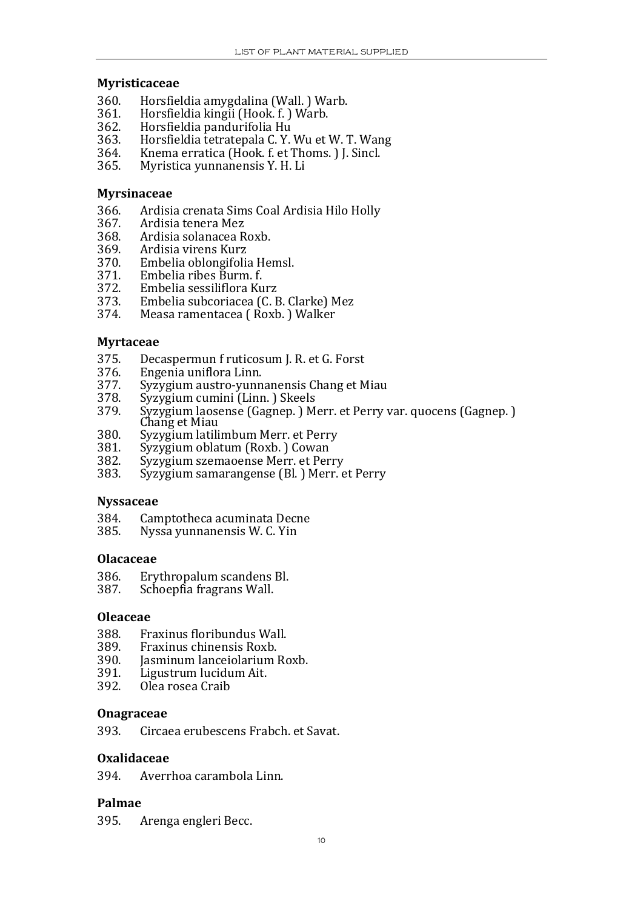## Myristicaceae

360. Horsfieldia amygdalina (Wall. ) Warb.
361. Horsfieldia kingii (Hook. f. ) Warb.
362. Horsfieldia pandurifolia Hu
363. Horsfieldia tetratepala C. Y. Wu et W. T. Wang
364. Knema erratica (Hook. f. et Thoms. ) J. Sincl.
365. Myristica yunnanensis Y. H. Li

## Myrsinaceae

366. Ardisia crenata Sims Coal Ardisia Hilo Holly
367. Ardisia tenera Mez
368. Ardisia solanacea Roxb.
369. Ardisia virens Kurz
370. Embelia oblongifolia Hemsl.
371. Embelia ribes Burm. f.
372. Embelia sessiliflora Kurz
373. Embelia subcoriacea (C. B. Clarke) Mez
374. Measa ramentacea ( Roxb. ) Walker

## Myrtaceae

375. Decaspermun f ruticosum J. R. et G. Forst
376. Engenia uniflora Linn.
377. Syzygium austro-yunnanensis Chang et Miau
378. Syzygium cumini (Linn. ) Skeels
379. Syzygium laosense (Gagnep. ) Merr. et Perry var. quocens (Gagnep. ) Chang et Miau
380. Syzygium latilimbum Merr. et Perry
381. Syzygium oblatum (Roxb. ) Cowan
382. Syzygium szemaoense Merr. et Perry
383. Syzygium samarangense (Bl. ) Merr. et Perry

## Nyssaceae

384. Camptotheca acuminata Decne
385. Nyssa yunnanensis W. C. Yin

## Olacaceae

386. Erythropalum scandens Bl.
387. Schoepfia fragrans Wall.

## Oleaceae

388. Fraxinus floribundus Wall.
389. Fraxinus chinensis Roxb.
390. Jasminum lanceiolarium Roxb.
391. Ligustrum lucidum Ait.
392. Olea rosea Craib

## Onagraceae

393. Circaea erubescens Frabch. et Savat.

## Oxalidaceae

394. Averrhoa carambola Linn.

## Palmae

395. Arenga engleri Becc.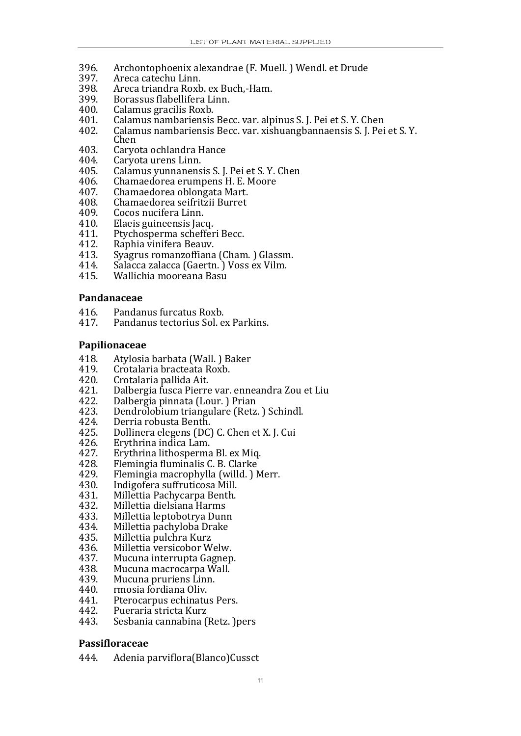396. Archontophoenix alexandrae (F. Muell. ) Wendl. et Drude
397. Areca catechu Linn.
398. Areca triandra Roxb. ex Buch,-Ham.
399. Borassus flabellifera Linn.
400. Calamus gracilis Roxb.
401. Calamus nambariensis Becc. var. alpinus S. J. Pei et S. Y. Chen
402. Calamus nambariensis Becc. var. xishuangbannaensis S. J. Pei et S. Y. Chen
403. Caryota ochlandra Hance
404. Caryota urens Linn.
405. Calamus yunnanensis S. J. Pei et S. Y. Chen
406. Chamaedorea erumpens H. E. Moore
407. Chamaedorea oblongata Mart.
408. Chamaedorea seifritzii Burret
409. Cocos nucifera Linn.
410. Elaeis guineensis Jacq.
411. Ptychosperma schefferi Becc.
412. Raphia vinifera Beauv.
413. Syagrus romanzoffiana (Cham. ) Glassm.
414. Salacca zalacca (Gaertn. ) Voss ex Vilm.
415. Wallichia mooreana Basu

**Pandanaceae**

416. Pandanus furcatus Roxb.
417. Pandanus tectorius Sol. ex Parkins.

**Papilionaceae**

418. Atylosia barbata (Wall. ) Baker
419. Crotalaria bracteata Roxb.
420. Crotalaria pallida Ait.
421. Dalbergia fusca Pierre var. enneandra Zou et Liu
422. Dalbergia pinnata (Lour. ) Prian
423. Dendrolobium triangulare (Retz. ) Schindl.
424. Derria robusta Benth.
425. Dollinera elegens (DC) C. Chen et X. J. Cui
426. Erythrina indica Lam.
427. Erythrina lithosperma Bl. ex Miq.
428. Flemingia fluminalis C. B. Clarke
429. Flemingia macrophylla (willd. ) Merr.
430. Indigofera suffruticosa Mill.
431. Millettia Pachycarpa Benth.
432. Millettia dielsiana Harms
433. Millettia leptobotrya Dunn
434. Millettia pachyloba Drake
435. Millettia pulchra Kurz
436. Millettia versicobor Welw.
437. Mucuna interrupta Gagnep.
438. Mucuna macrocarpa Wall.
439. Mucuna pruriens Linn.
440. rmosia fordiana Oliv.
441. Pterocarpus echinatus Pers.
442. Pueraria stricta Kurz
443. Sesbania cannabina (Retz. )pers

**Passifloraceae**

444. Adenia parviflora(Blanco)Cussct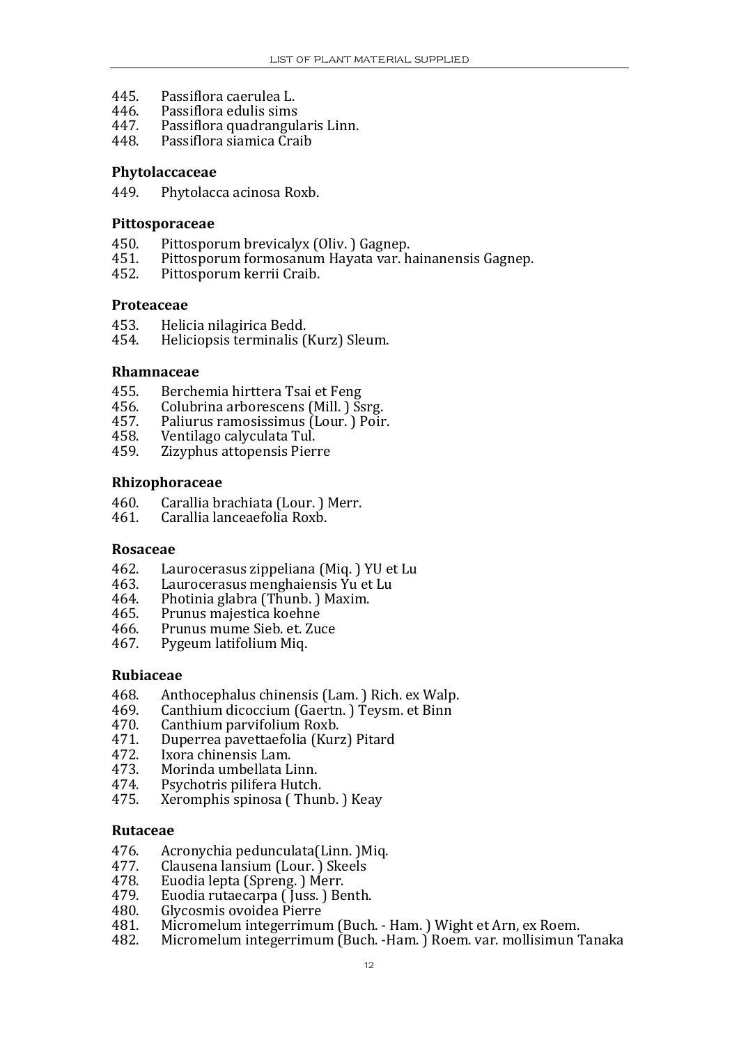445. Passiflora caerulea L.
446. Passiflora edulis sims
447. Passiflora quadrangularis Linn.
448. Passiflora siamica Craib

**Phytolaccaceae**

449. Phytolacca acinosa Roxb.

**Pittosporaceae**

450. Pittosporum brevicalyx (Oliv. ) Gagnep.
451. Pittosporum formosanum Hayata var. hainanensis Gagnep.
452. Pittosporum kerrii Craib.

**Proteaceae**

453. Helicia nilagirica Bedd.
454. Heliciopsis terminalis (Kurz) Sleum.

**Rhamnaceae**

455. Berchemia hirttera Tsai et Feng
456. Colubrina arborescens (Mill. ) Ssrg.
457. Paliurus ramosissimus (Lour. ) Poir.
458. Ventilago calyculata Tul.
459. Zizyphus attopensis Pierre

**Rhizophoraceae**

460. Carallia brachiata (Lour. ) Merr.
461. Carallia lanceaefolia Roxb.

**Rosaceae**

462. Laurocerasus zippeliana (Miq. ) YU et Lu
463. Laurocerasus menghaiensis Yu et Lu
464. Photinia glabra (Thunb. ) Maxim.
465. Prunus majestica koehne
466. Prunus mume Sieb. et. Zuce
467. Pygeum latifolium Miq.

**Rubiaceae**

468. Anthocephalus chinensis (Lam. ) Rich. ex Walp.
469. Canthium dicoccium (Gaertn. ) Teysm. et Binn
470. Canthium parvifolium Roxb.
471. Duperrea pavettaefolia (Kurz) Pitard
472. Ixora chinensis Lam.
473. Morinda umbellata Linn.
474. Psychotris pilifera Hutch.
475. Xeromphis spinosa ( Thunb. ) Keay

**Rutaceae**

476. Acronychia pedunculata(Linn. )Miq.
477. Clausena lansium (Lour. ) Skeels
478. Euodia lepta (Spreng. ) Merr.
479. Euodia rutaecarpa ( Juss. ) Benth.
480. Glycosmis ovoidea Pierre
481. Micromelum integerrimum (Buch. - Ham. ) Wight et Arn, ex Roem.
482. Micromelum integerrimum (Buch. -Ham. ) Roem. var. mollisimun Tanaka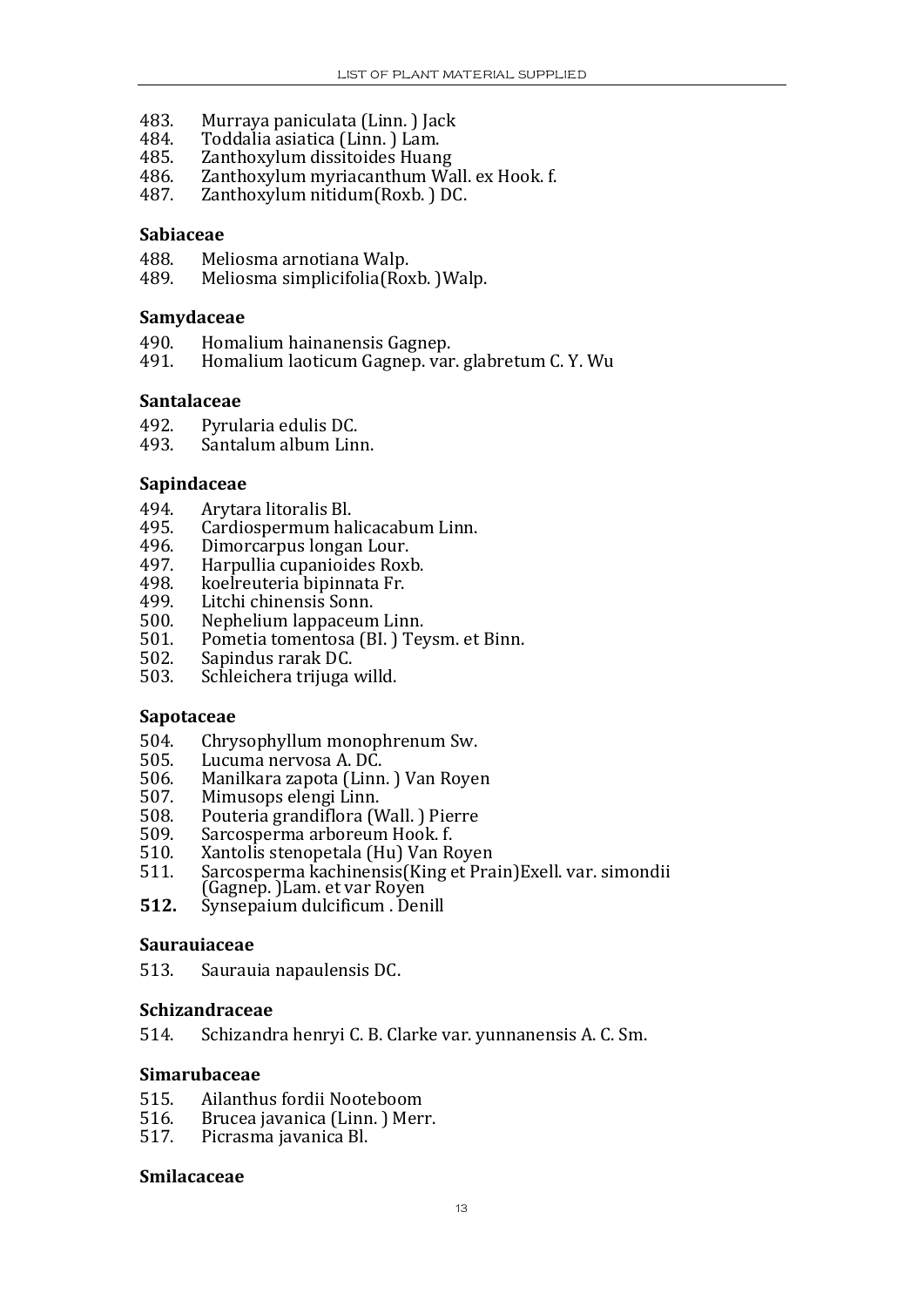483. Murraya paniculata (Linn. ) Jack
484. Toddalia asiatica (Linn. ) Lam.
485. Zanthoxylum dissitoides Huang
486. Zanthoxylum myriacanthum Wall. ex Hook. f.
487. Zanthoxylum nitidum(Roxb. ) DC.

**Sabiaceae**

488. Meliosma arnotiana Walp.
489. Meliosma simplicifolia(Roxb. )Walp.

**Samydaceae**

490. Homalium hainanensis Gagnep.
491. Homalium laoticum Gagnep. var. glabretum C. Y. Wu

**Santalaceae**

492. Pyrularia edulis DC.
493. Santalum album Linn.

**Sapindaceae**

494. Arytara litoralis Bl.
495. Cardiospermum halicacabum Linn.
496. Dimorcarpus longan Lour.
497. Harpullia cupanioides Roxb.
498. koelreuteria bipinnata Fr.
499. Litchi chinensis Sonn.
500. Nephelium lappaceum Linn.
501. Pometia tomentosa (BI. ) Teysm. et Binn.
502. Sapindus rarak DC.
503. Schleichera trijuga willd.

**Sapotaceae**

504. Chrysophyllum monophrenum Sw.
505. Lucuma nervosa A. DC.
506. Manilkara zapota (Linn. ) Van Royen
507. Mimusops elengi Linn.
508. Pouteria grandiflora (Wall. ) Pierre
509. Sarcosperma arboreum Hook. f.
510. Xantolis stenopetala (Hu) Van Royen
511. Sarcosperma kachinensis(King et Prain)Exell. var. simondii (Gagnep. )Lam. et var Royen
512. Synsepaium dulcificum . Denill

**Saurauiaceae**

513. Saurauia napaulensis DC.

**Schizandraceae**

514. Schizandra henryi C. B. Clarke var. yunnanensis A. C. Sm.

**Simarubaceae**

515. Ailanthus fordii Nooteboom
516. Brucea javanica (Linn. ) Merr.
517. Picrasma javanica Bl.

**Smilacaceae**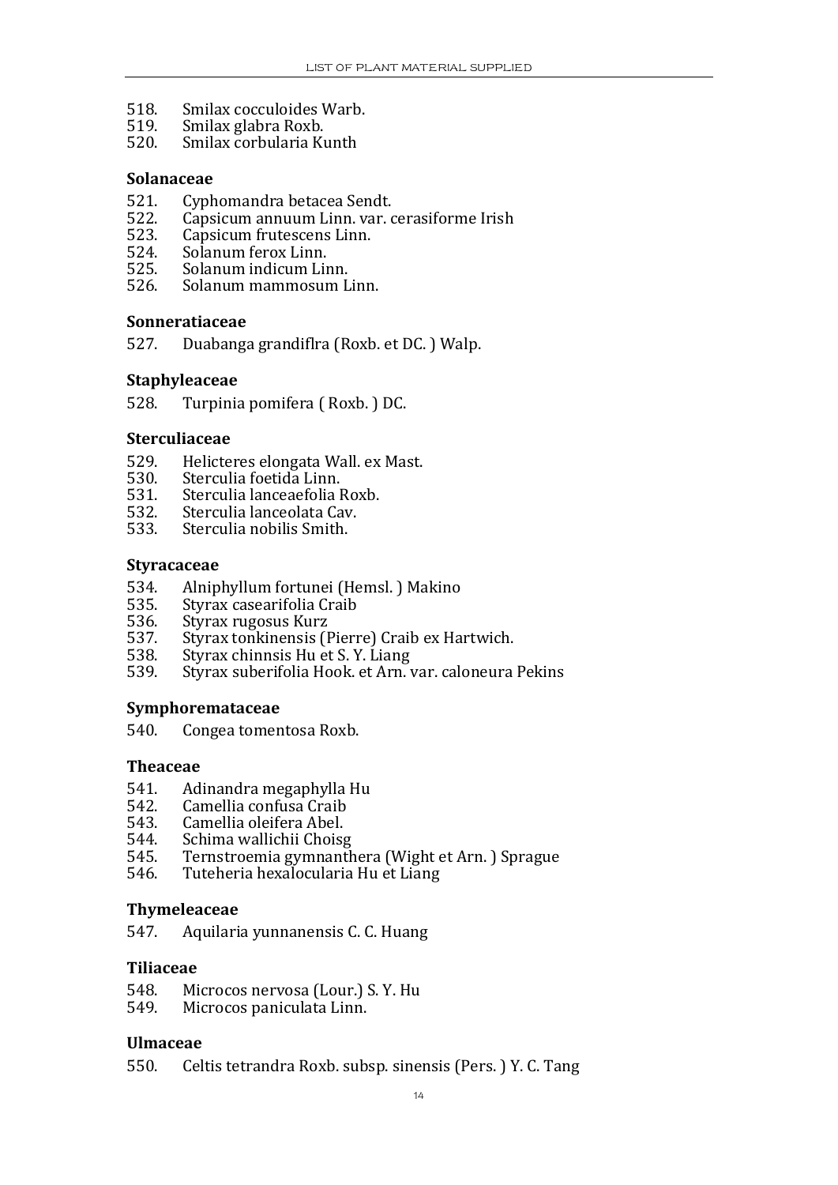518. Smilax cocculoides Warb.
519. Smilax glabra Roxb.
520. Smilax corbularia Kunth

**Solanaceae**

521. Cyphomandra betacea Sendt.
522. Capsicum annuum Linn. var. cerasiforme Irish
523. Capsicum frutescens Linn.
524. Solanum ferox Linn.
525. Solanum indicum Linn.
526. Solanum mammosum Linn.

**Sonneratiaceae**

527. Duabanga grandiflra (Roxb. et DC. ) Walp.

**Staphyleaceae**

528. Turpinia pomifera ( Roxb. ) DC.

**Sterculiaceae**

529. Helicteres elongata Wall. ex Mast.
530. Sterculia foetida Linn.
531. Sterculia lanceaefolia Roxb.
532. Sterculia lanceolata Cav.
533. Sterculia nobilis Smith.

**Styracaceae**

534. Alniphyllum fortunei (Hemsl. ) Makino
535. Styrax casearifolia Craib
536. Styrax rugosus Kurz
537. Styrax tonkinensis (Pierre) Craib ex Hartwich.
538. Styrax chinnsis Hu et S. Y. Liang
539. Styrax suberifolia Hook. et Arn. var. caloneura Pekins

**Symphoremataceae**

540. Congea tomentosa Roxb.

**Theaceae**

541. Adinandra megaphylla Hu
542. Camellia confusa Craib
543. Camellia oleifera Abel.
544. Schima wallichii Choisg
545. Ternstroemia gymnanthera (Wight et Arn. ) Sprague
546. Tuteheria hexalocularia Hu et Liang

**Thymeleaceae**

547. Aquilaria yunnanensis C. C. Huang

**Tiliaceae**

548. Microcos nervosa (Lour.) S. Y. Hu
549. Microcos paniculata Linn.

**Ulmaceae**

550. Celtis tetrandra Roxb. subsp. sinensis (Pers. ) Y. C. Tang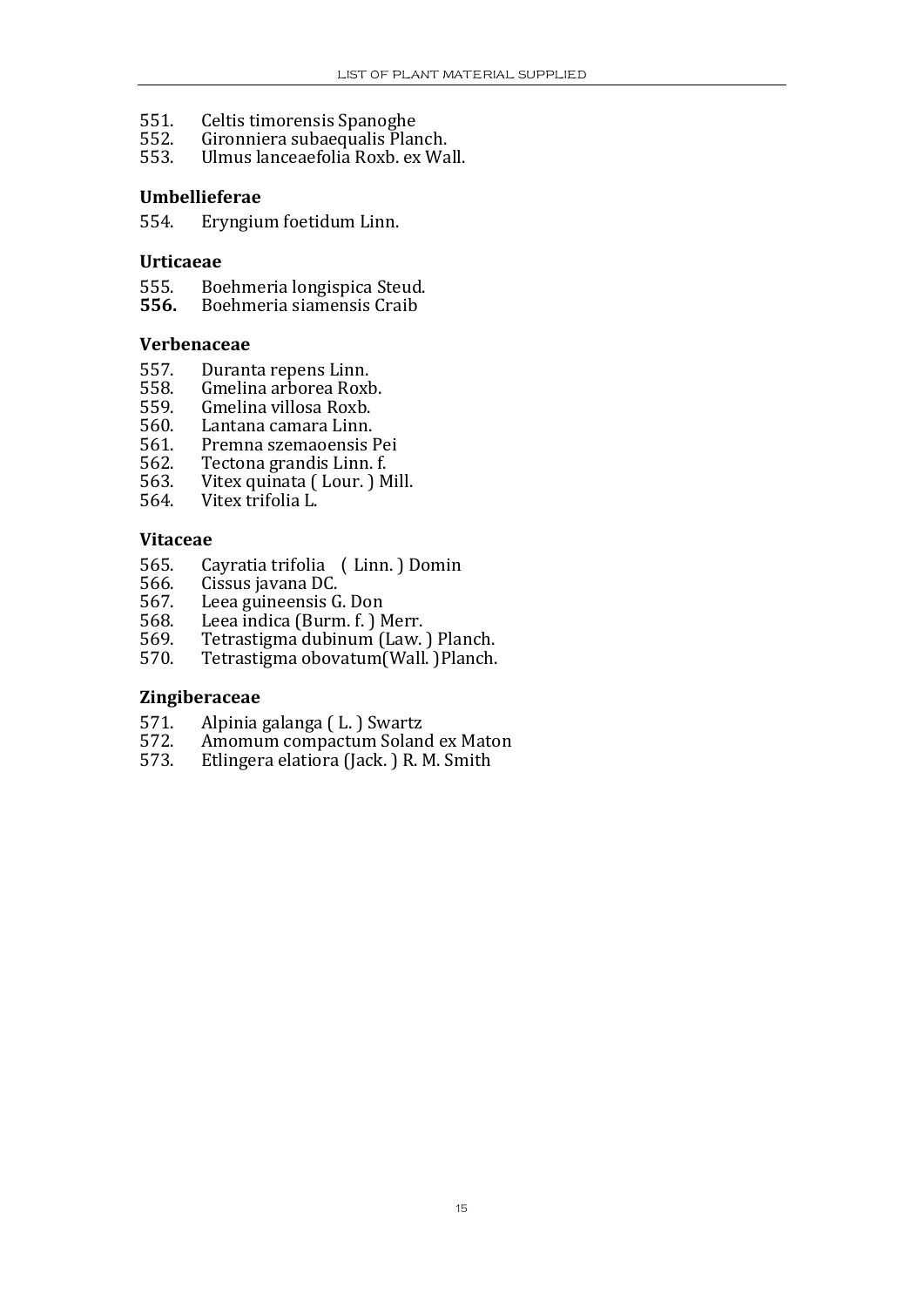551. Celtis timorensis Spanoghe
552. Gironniera subaequalis Planch.
553. Ulmus lanceaefolia Roxb. ex Wall.

**Umbellieferae**

554. Eryngium foetidum Linn.

**Urticaeae**

555. Boehmeria longispica Steud.
**556.** Boehmeria siamensis Craib

**Verbenaceae**

557. Duranta repens Linn.
558. Gmelina arborea Roxb.
559. Gmelina villosa Roxb.
560. Lantana camara Linn.
561. Premna szemaoensis Pei
562. Tectona grandis Linn. f.
563. Vitex quinata ( Lour. ) Mill.
564. Vitex trifolia L.

**Vitaceae**

565. Cayratia trifolia ( Linn. ) Domin
566. Cissus javana DC.
567. Leea guineensis G. Don
568. Leea indica (Burm. f. ) Merr.
569. Tetrastigma dubinum (Law. ) Planch.
570. Tetrastigma obovatum(Wall. )Planch.

**Zingiberaceae**

571. Alpinia galanga ( L. ) Swartz
572. Amomum compactum Soland ex Maton
573. Etlingera elatiora (Jack. ) R. M. Smith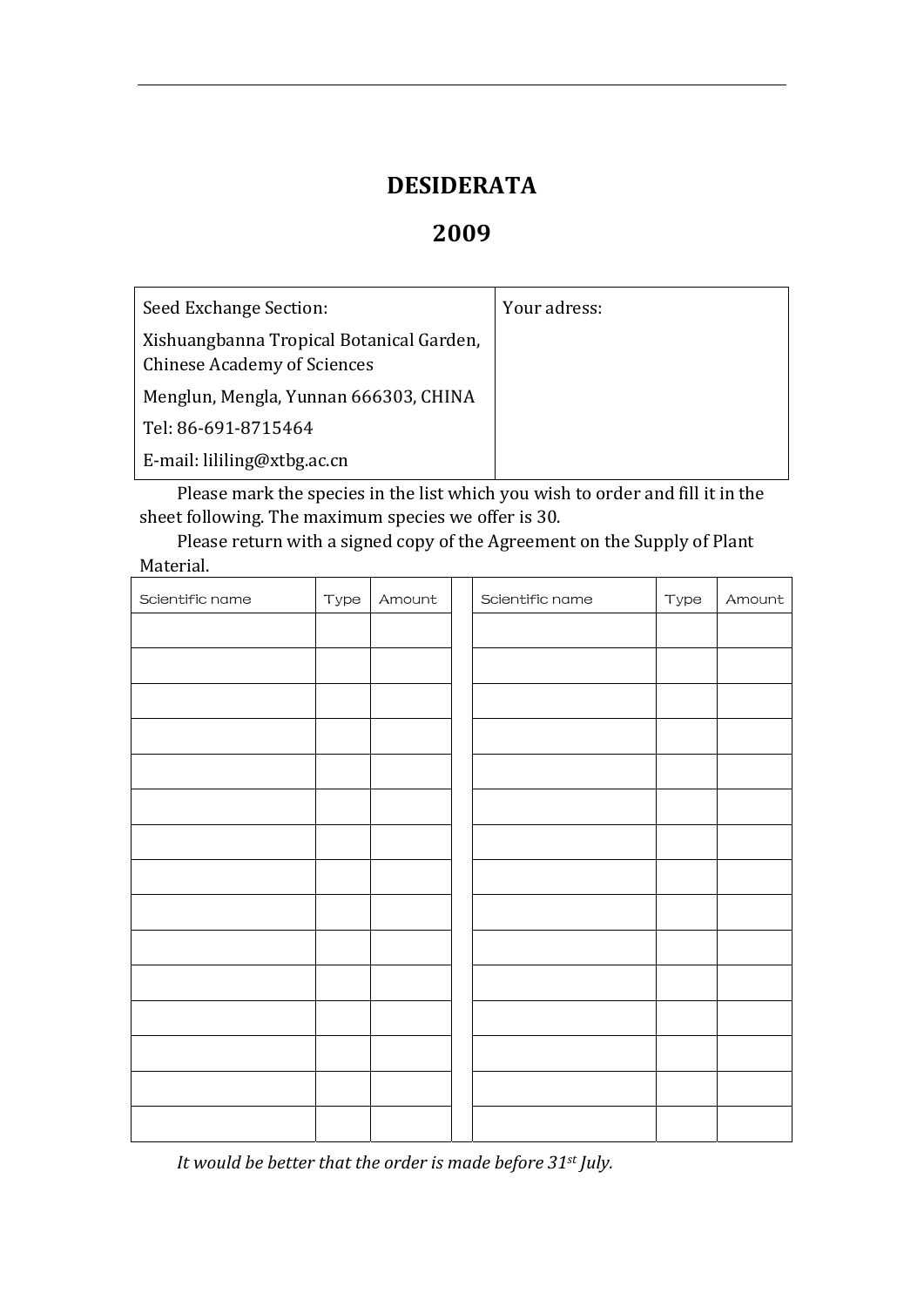# DESIDERATA

## 2009

| Seed Exchange Section: | Your adress: |
|---|---|
| Xishuangbanna Tropical Botanical Garden, Chinese Academy of Sciences | |
| Menglun, Mengla, Yunnan 666303, CHINA | |
| Tel: 86-691-8715464 | |
| E-mail: lililing@xtbg.ac.cn | |

Please mark the species in the list which you wish to order and fill it in the sheet following. The maximum species we offer is 30.

Please return with a signed copy of the Agreement on the Supply of Plant Material.

| Scientific name | Type | Amount | | Scientific name | Type | Amount |
|---|---|---|---|---|---|---|
| | | | | | | |
| | | | | | | |
| | | | | | | |
| | | | | | | |
| | | | | | | |
| | | | | | | |
| | | | | | | |
| | | | | | | |
| | | | | | | |
| | | | | | | |
| | | | | | | |
| | | | | | | |
| | | | | | | |
| | | | | | | |
| | | | | | | |

*It would be better that the order is made before 31st July.*